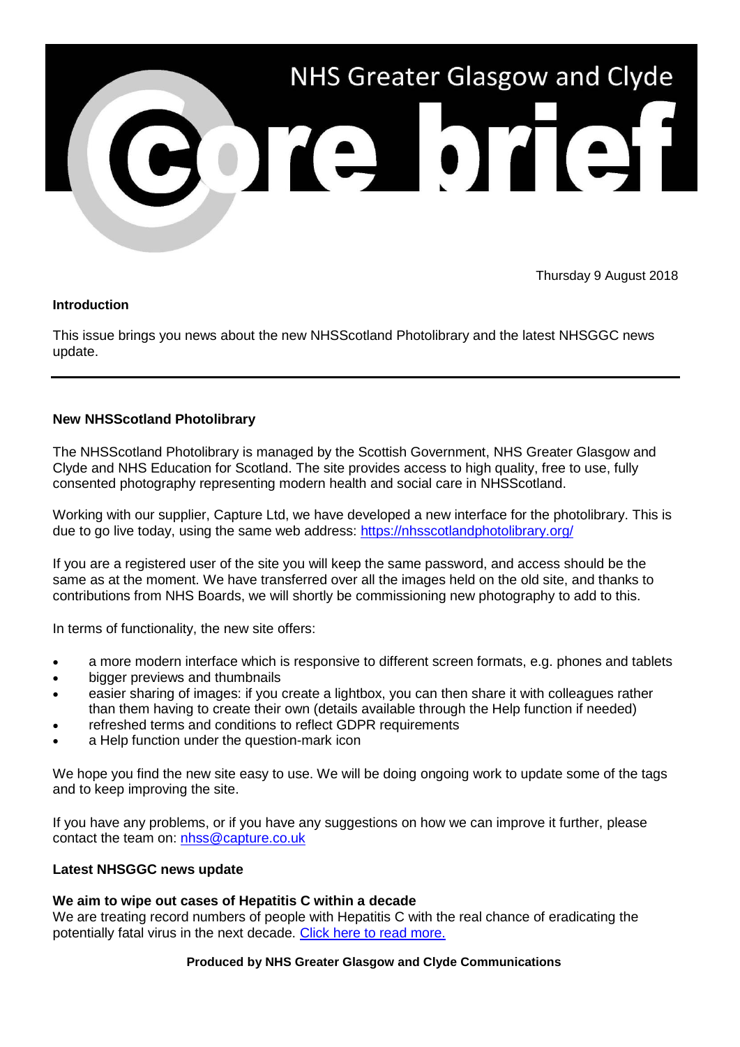# NHS Greater Glasgow and Clyde

# Core brief

Thursday 9 August 2018

**Introduction**

This issue brings you news about the new NHSScotland Photolibrary and the latest NHSGGC news update.

---

**New NHSScotland Photolibrary**

The NHSScotland Photolibrary is managed by the Scottish Government, NHS Greater Glasgow and Clyde and NHS Education for Scotland. The site provides access to high quality, free to use, fully consented photography representing modern health and social care in NHSScotland.

Working with our supplier, Capture Ltd, we have developed a new interface for the photolibrary. This is due to go live today, using the same web address: [https://nhsscotlandphotolibrary.org/](https://nhsscotlandphotolibrary.org/)

If you are a registered user of the site you will keep the same password, and access should be the same as at the moment. We have transferred over all the images held on the old site, and thanks to contributions from NHS Boards, we will shortly be commissioning new photography to add to this.

In terms of functionality, the new site offers:

- a more modern interface which is responsive to different screen formats, e.g. phones and tablets
- bigger previews and thumbnails
- easier sharing of images: if you create a lightbox, you can then share it with colleagues rather than them having to create their own (details available through the Help function if needed)
- refreshed terms and conditions to reflect GDPR requirements
- a Help function under the question-mark icon

We hope you find the new site easy to use. We will be doing ongoing work to update some of the tags and to keep improving the site.

If you have any problems, or if you have any suggestions on how we can improve it further, please contact the team on: [nhss@capture.co.uk](mailto:nhss@capture.co.uk)

**Latest NHSGGC news update**

**We aim to wipe out cases of Hepatitis C within a decade**
We are treating record numbers of people with Hepatitis C with the real chance of eradicating the potentially fatal virus in the next decade. [Click here to read more.]()

**Produced by NHS Greater Glasgow and Clyde Communications**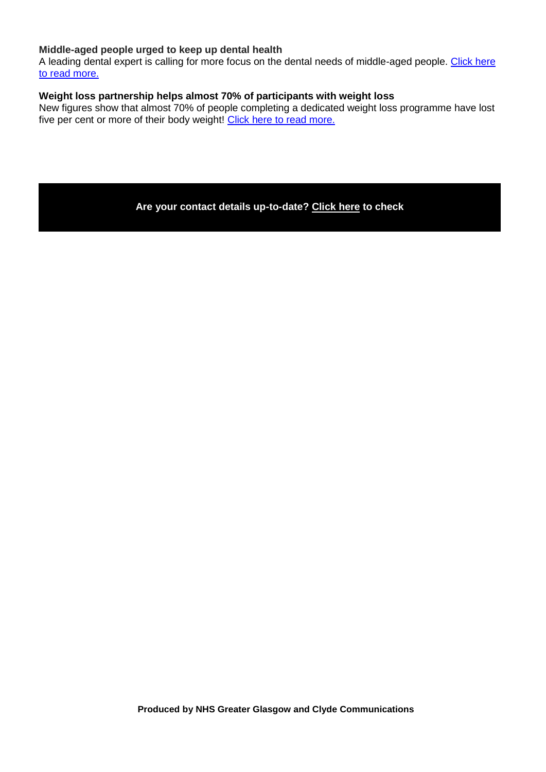**Middle-aged people urged to keep up dental health**

A leading dental expert is calling for more focus on the dental needs of middle-aged people. Click here to read more.

**Weight loss partnership helps almost 70% of participants with weight loss**

New figures show that almost 70% of people completing a dedicated weight loss programme have lost five per cent or more of their body weight! Click here to read more.

**Are your contact details up-to-date? Click here to check**

**Produced by NHS Greater Glasgow and Clyde Communications**